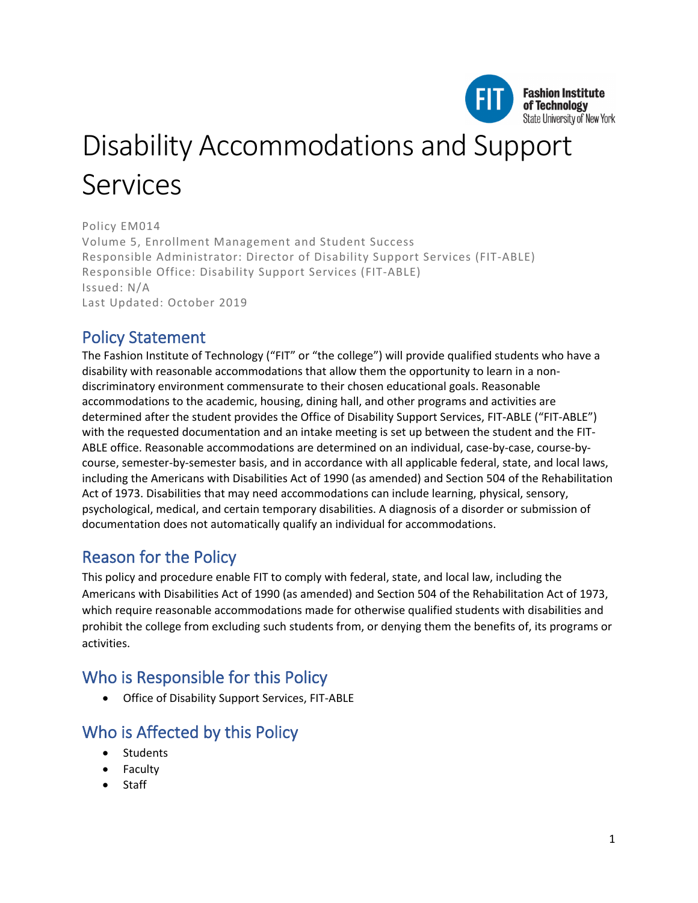# Disability Accommodations and Support Services

Policy EM014
Volume 5, Enrollment Management and Student Success
Responsible Administrator: Director of Disability Support Services (FIT-ABLE)
Responsible Office: Disability Support Services (FIT-ABLE)
Issued: N/A
Last Updated: October 2019

## Policy Statement

The Fashion Institute of Technology ("FIT" or "the college") will provide qualified students who have a disability with reasonable accommodations that allow them the opportunity to learn in a non-discriminatory environment commensurate to their chosen educational goals. Reasonable accommodations to the academic, housing, dining hall, and other programs and activities are determined after the student provides the Office of Disability Support Services, FIT-ABLE ("FIT-ABLE") with the requested documentation and an intake meeting is set up between the student and the FIT-ABLE office. Reasonable accommodations are determined on an individual, case-by-case, course-by-course, semester-by-semester basis, and in accordance with all applicable federal, state, and local laws, including the Americans with Disabilities Act of 1990 (as amended) and Section 504 of the Rehabilitation Act of 1973. Disabilities that may need accommodations can include learning, physical, sensory, psychological, medical, and certain temporary disabilities. A diagnosis of a disorder or submission of documentation does not automatically qualify an individual for accommodations.

## Reason for the Policy

This policy and procedure enable FIT to comply with federal, state, and local law, including the Americans with Disabilities Act of 1990 (as amended) and Section 504 of the Rehabilitation Act of 1973, which require reasonable accommodations made for otherwise qualified students with disabilities and prohibit the college from excluding such students from, or denying them the benefits of, its programs or activities.

## Who is Responsible for this Policy

- Office of Disability Support Services, FIT-ABLE

## Who is Affected by this Policy

- Students
- Faculty
- Staff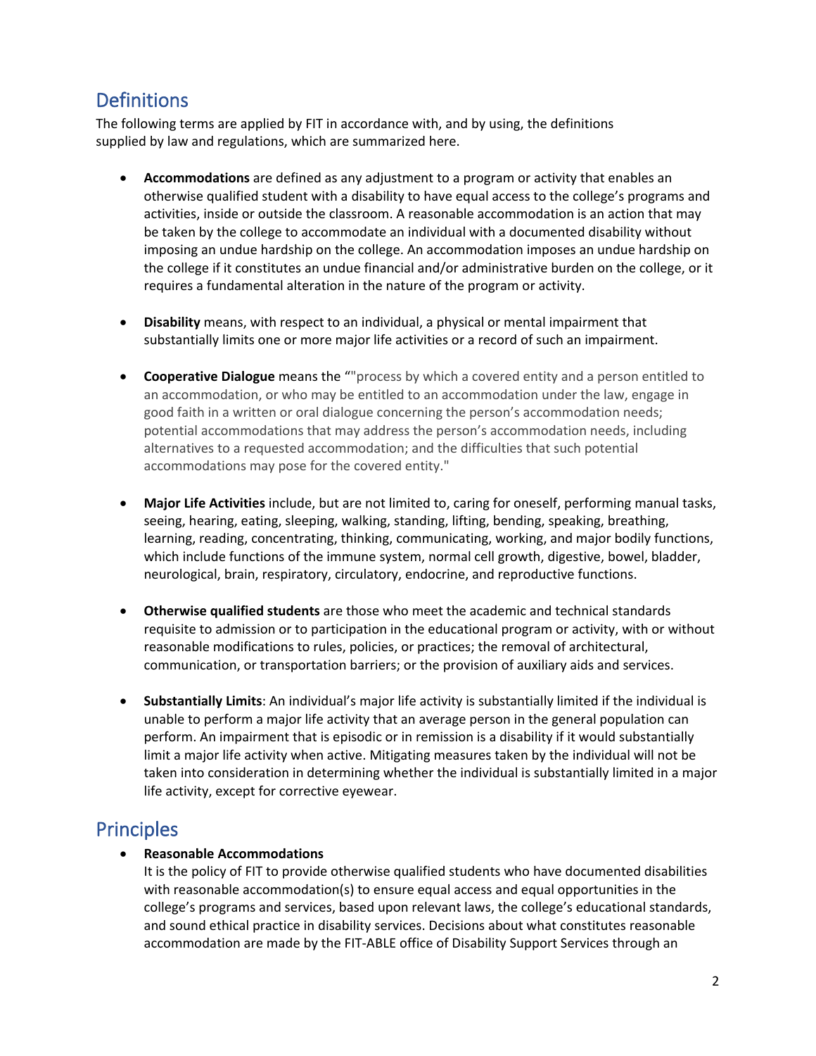## Definitions

The following terms are applied by FIT in accordance with, and by using, the definitions supplied by law and regulations, which are summarized here.

- **Accommodations** are defined as any adjustment to a program or activity that enables an otherwise qualified student with a disability to have equal access to the college's programs and activities, inside or outside the classroom. A reasonable accommodation is an action that may be taken by the college to accommodate an individual with a documented disability without imposing an undue hardship on the college. An accommodation imposes an undue hardship on the college if it constitutes an undue financial and/or administrative burden on the college, or it requires a fundamental alteration in the nature of the program or activity.

- **Disability** means, with respect to an individual, a physical or mental impairment that substantially limits one or more major life activities or a record of such an impairment.

- **Cooperative Dialogue** means the "'process by which a covered entity and a person entitled to an accommodation, or who may be entitled to an accommodation under the law, engage in good faith in a written or oral dialogue concerning the person's accommodation needs; potential accommodations that may address the person's accommodation needs, including alternatives to a requested accommodation; and the difficulties that such potential accommodations may pose for the covered entity."

- **Major Life Activities** include, but are not limited to, caring for oneself, performing manual tasks, seeing, hearing, eating, sleeping, walking, standing, lifting, bending, speaking, breathing, learning, reading, concentrating, thinking, communicating, working, and major bodily functions, which include functions of the immune system, normal cell growth, digestive, bowel, bladder, neurological, brain, respiratory, circulatory, endocrine, and reproductive functions.

- **Otherwise qualified students** are those who meet the academic and technical standards requisite to admission or to participation in the educational program or activity, with or without reasonable modifications to rules, policies, or practices; the removal of architectural, communication, or transportation barriers; or the provision of auxiliary aids and services.

- **Substantially Limits**: An individual's major life activity is substantially limited if the individual is unable to perform a major life activity that an average person in the general population can perform. An impairment that is episodic or in remission is a disability if it would substantially limit a major life activity when active. Mitigating measures taken by the individual will not be taken into consideration in determining whether the individual is substantially limited in a major life activity, except for corrective eyewear.

## Principles

- **Reasonable Accommodations**
  It is the policy of FIT to provide otherwise qualified students who have documented disabilities with reasonable accommodation(s) to ensure equal access and equal opportunities in the college's programs and services, based upon relevant laws, the college's educational standards, and sound ethical practice in disability services. Decisions about what constitutes reasonable accommodation are made by the FIT-ABLE office of Disability Support Services through an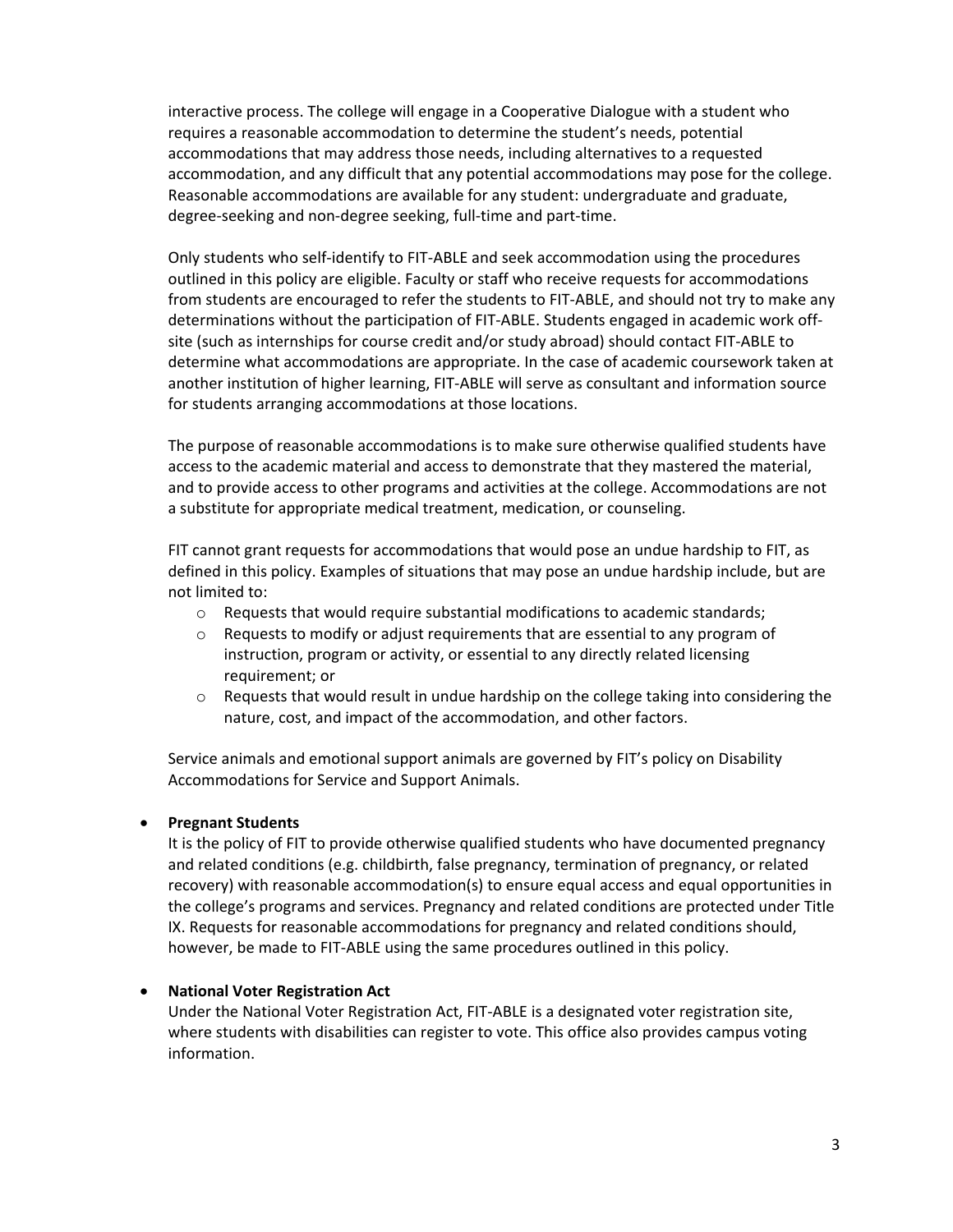interactive process. The college will engage in a Cooperative Dialogue with a student who requires a reasonable accommodation to determine the student's needs, potential accommodations that may address those needs, including alternatives to a requested accommodation, and any difficult that any potential accommodations may pose for the college. Reasonable accommodations are available for any student: undergraduate and graduate, degree-seeking and non-degree seeking, full-time and part-time.

Only students who self-identify to FIT-ABLE and seek accommodation using the procedures outlined in this policy are eligible. Faculty or staff who receive requests for accommodations from students are encouraged to refer the students to FIT-ABLE, and should not try to make any determinations without the participation of FIT-ABLE. Students engaged in academic work off-site (such as internships for course credit and/or study abroad) should contact FIT-ABLE to determine what accommodations are appropriate. In the case of academic coursework taken at another institution of higher learning, FIT-ABLE will serve as consultant and information source for students arranging accommodations at those locations.

The purpose of reasonable accommodations is to make sure otherwise qualified students have access to the academic material and access to demonstrate that they mastered the material, and to provide access to other programs and activities at the college. Accommodations are not a substitute for appropriate medical treatment, medication, or counseling.

FIT cannot grant requests for accommodations that would pose an undue hardship to FIT, as defined in this policy. Examples of situations that may pose an undue hardship include, but are not limited to:

- Requests that would require substantial modifications to academic standards;
- Requests to modify or adjust requirements that are essential to any program of instruction, program or activity, or essential to any directly related licensing requirement; or
- Requests that would result in undue hardship on the college taking into considering the nature, cost, and impact of the accommodation, and other factors.

Service animals and emotional support animals are governed by FIT's policy on Disability Accommodations for Service and Support Animals.

- **Pregnant Students**

  It is the policy of FIT to provide otherwise qualified students who have documented pregnancy and related conditions (e.g. childbirth, false pregnancy, termination of pregnancy, or related recovery) with reasonable accommodation(s) to ensure equal access and equal opportunities in the college's programs and services. Pregnancy and related conditions are protected under Title IX. Requests for reasonable accommodations for pregnancy and related conditions should, however, be made to FIT-ABLE using the same procedures outlined in this policy.

- **National Voter Registration Act**

  Under the National Voter Registration Act, FIT-ABLE is a designated voter registration site, where students with disabilities can register to vote. This office also provides campus voting information.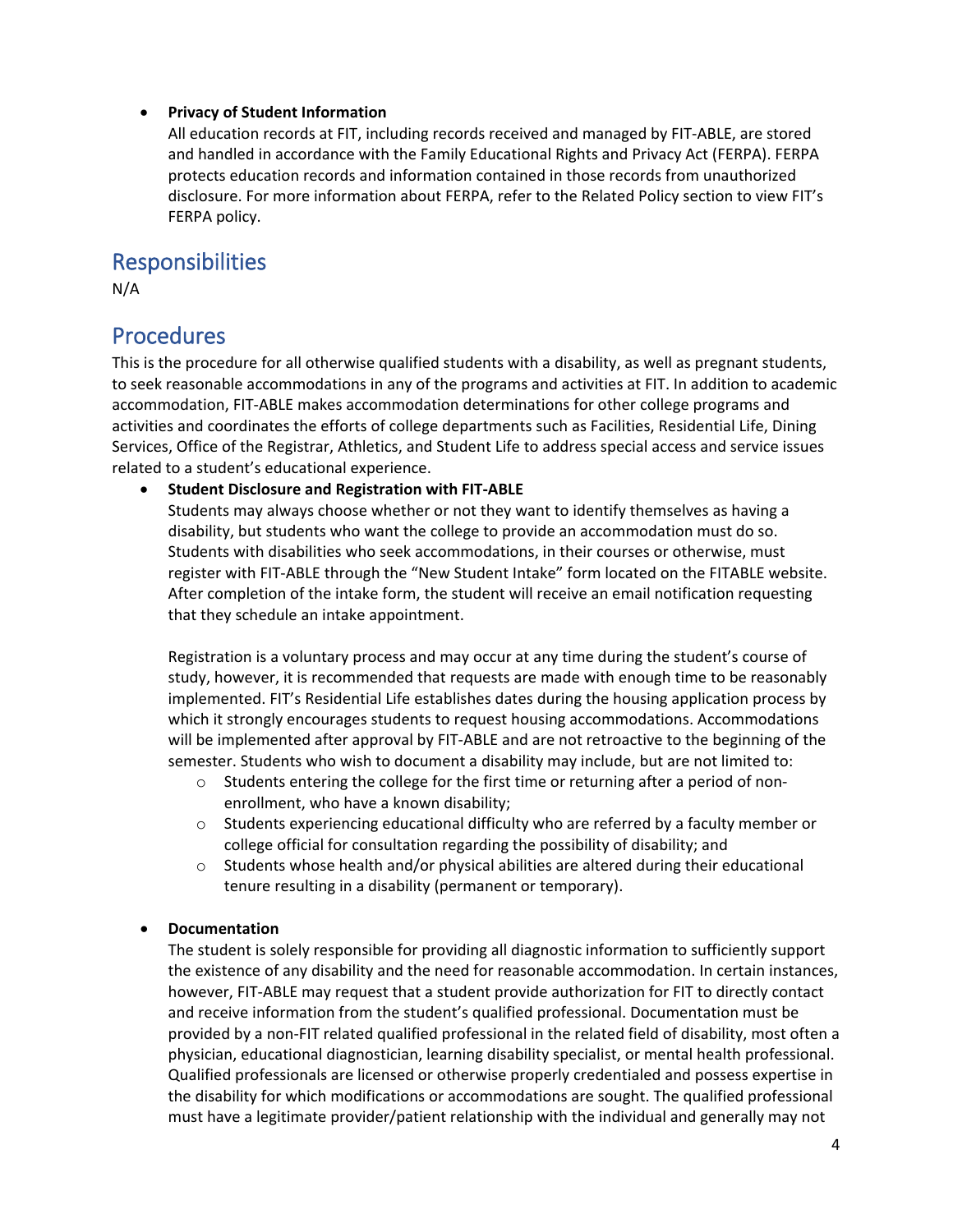- **Privacy of Student Information**
  All education records at FIT, including records received and managed by FIT-ABLE, are stored and handled in accordance with the Family Educational Rights and Privacy Act (FERPA). FERPA protects education records and information contained in those records from unauthorized disclosure. For more information about FERPA, refer to the Related Policy section to view FIT's FERPA policy.

## Responsibilities

N/A

## Procedures

This is the procedure for all otherwise qualified students with a disability, as well as pregnant students, to seek reasonable accommodations in any of the programs and activities at FIT. In addition to academic accommodation, FIT-ABLE makes accommodation determinations for other college programs and activities and coordinates the efforts of college departments such as Facilities, Residential Life, Dining Services, Office of the Registrar, Athletics, and Student Life to address special access and service issues related to a student's educational experience.

- **Student Disclosure and Registration with FIT-ABLE**
  Students may always choose whether or not they want to identify themselves as having a disability, but students who want the college to provide an accommodation must do so. Students with disabilities who seek accommodations, in their courses or otherwise, must register with FIT-ABLE through the "New Student Intake" form located on the FITABLE website. After completion of the intake form, the student will receive an email notification requesting that they schedule an intake appointment.

  Registration is a voluntary process and may occur at any time during the student's course of study, however, it is recommended that requests are made with enough time to be reasonably implemented. FIT's Residential Life establishes dates during the housing application process by which it strongly encourages students to request housing accommodations. Accommodations will be implemented after approval by FIT-ABLE and are not retroactive to the beginning of the semester. Students who wish to document a disability may include, but are not limited to:
  - Students entering the college for the first time or returning after a period of non-enrollment, who have a known disability;
  - Students experiencing educational difficulty who are referred by a faculty member or college official for consultation regarding the possibility of disability; and
  - Students whose health and/or physical abilities are altered during their educational tenure resulting in a disability (permanent or temporary).

- **Documentation**
  The student is solely responsible for providing all diagnostic information to sufficiently support the existence of any disability and the need for reasonable accommodation. In certain instances, however, FIT-ABLE may request that a student provide authorization for FIT to directly contact and receive information from the student's qualified professional. Documentation must be provided by a non-FIT related qualified professional in the related field of disability, most often a physician, educational diagnostician, learning disability specialist, or mental health professional. Qualified professionals are licensed or otherwise properly credentialed and possess expertise in the disability for which modifications or accommodations are sought. The qualified professional must have a legitimate provider/patient relationship with the individual and generally may not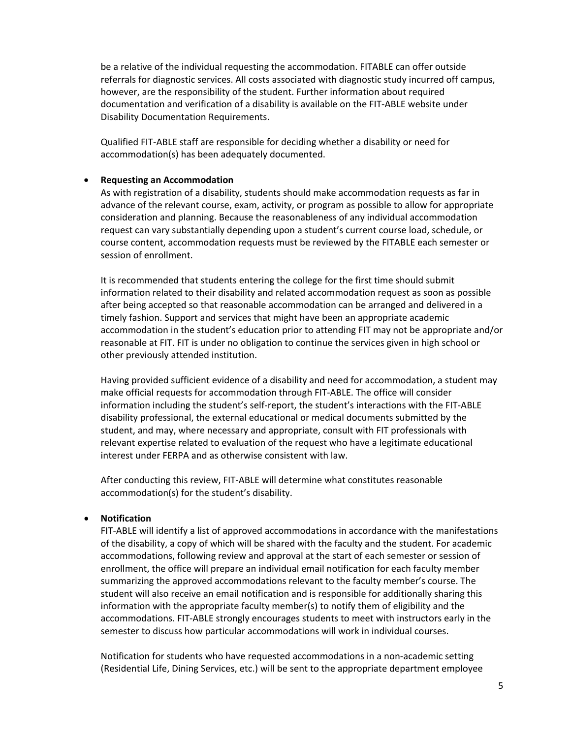be a relative of the individual requesting the accommodation. FITABLE can offer outside referrals for diagnostic services. All costs associated with diagnostic study incurred off campus, however, are the responsibility of the student. Further information about required documentation and verification of a disability is available on the FIT-ABLE website under Disability Documentation Requirements.

Qualified FIT-ABLE staff are responsible for deciding whether a disability or need for accommodation(s) has been adequately documented.

- **Requesting an Accommodation**
  As with registration of a disability, students should make accommodation requests as far in advance of the relevant course, exam, activity, or program as possible to allow for appropriate consideration and planning. Because the reasonableness of any individual accommodation request can vary substantially depending upon a student's current course load, schedule, or course content, accommodation requests must be reviewed by the FITABLE each semester or session of enrollment.

  It is recommended that students entering the college for the first time should submit information related to their disability and related accommodation request as soon as possible after being accepted so that reasonable accommodation can be arranged and delivered in a timely fashion. Support and services that might have been an appropriate academic accommodation in the student's education prior to attending FIT may not be appropriate and/or reasonable at FIT. FIT is under no obligation to continue the services given in high school or other previously attended institution.

  Having provided sufficient evidence of a disability and need for accommodation, a student may make official requests for accommodation through FIT-ABLE. The office will consider information including the student's self-report, the student's interactions with the FIT-ABLE disability professional, the external educational or medical documents submitted by the student, and may, where necessary and appropriate, consult with FIT professionals with relevant expertise related to evaluation of the request who have a legitimate educational interest under FERPA and as otherwise consistent with law.

  After conducting this review, FIT-ABLE will determine what constitutes reasonable accommodation(s) for the student's disability.

- **Notification**
  FIT-ABLE will identify a list of approved accommodations in accordance with the manifestations of the disability, a copy of which will be shared with the faculty and the student. For academic accommodations, following review and approval at the start of each semester or session of enrollment, the office will prepare an individual email notification for each faculty member summarizing the approved accommodations relevant to the faculty member's course. The student will also receive an email notification and is responsible for additionally sharing this information with the appropriate faculty member(s) to notify them of eligibility and the accommodations. FIT-ABLE strongly encourages students to meet with instructors early in the semester to discuss how particular accommodations will work in individual courses.

  Notification for students who have requested accommodations in a non-academic setting (Residential Life, Dining Services, etc.) will be sent to the appropriate department employee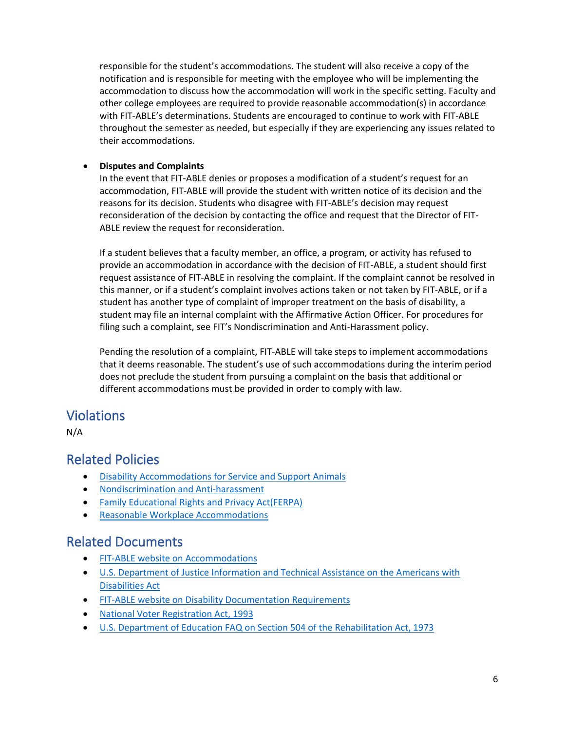responsible for the student's accommodations. The student will also receive a copy of the notification and is responsible for meeting with the employee who will be implementing the accommodation to discuss how the accommodation will work in the specific setting. Faculty and other college employees are required to provide reasonable accommodation(s) in accordance with FIT-ABLE's determinations. Students are encouraged to continue to work with FIT-ABLE throughout the semester as needed, but especially if they are experiencing any issues related to their accommodations.

- **Disputes and Complaints**

  In the event that FIT-ABLE denies or proposes a modification of a student's request for an accommodation, FIT-ABLE will provide the student with written notice of its decision and the reasons for its decision. Students who disagree with FIT-ABLE's decision may request reconsideration of the decision by contacting the office and request that the Director of FIT-ABLE review the request for reconsideration.

  If a student believes that a faculty member, an office, a program, or activity has refused to provide an accommodation in accordance with the decision of FIT-ABLE, a student should first request assistance of FIT-ABLE in resolving the complaint. If the complaint cannot be resolved in this manner, or if a student's complaint involves actions taken or not taken by FIT-ABLE, or if a student has another type of complaint of improper treatment on the basis of disability, a student may file an internal complaint with the Affirmative Action Officer. For procedures for filing such a complaint, see FIT's Nondiscrimination and Anti-Harassment policy.

  Pending the resolution of a complaint, FIT-ABLE will take steps to implement accommodations that it deems reasonable. The student's use of such accommodations during the interim period does not preclude the student from pursuing a complaint on the basis that additional or different accommodations must be provided in order to comply with law.

## Violations

N/A

## Related Policies

- Disability Accommodations for Service and Support Animals
- Nondiscrimination and Anti-harassment
- Family Educational Rights and Privacy Act(FERPA)
- Reasonable Workplace Accommodations

## Related Documents

- FIT-ABLE website on Accommodations
- U.S. Department of Justice Information and Technical Assistance on the Americans with Disabilities Act
- FIT-ABLE website on Disability Documentation Requirements
- National Voter Registration Act, 1993
- U.S. Department of Education FAQ on Section 504 of the Rehabilitation Act, 1973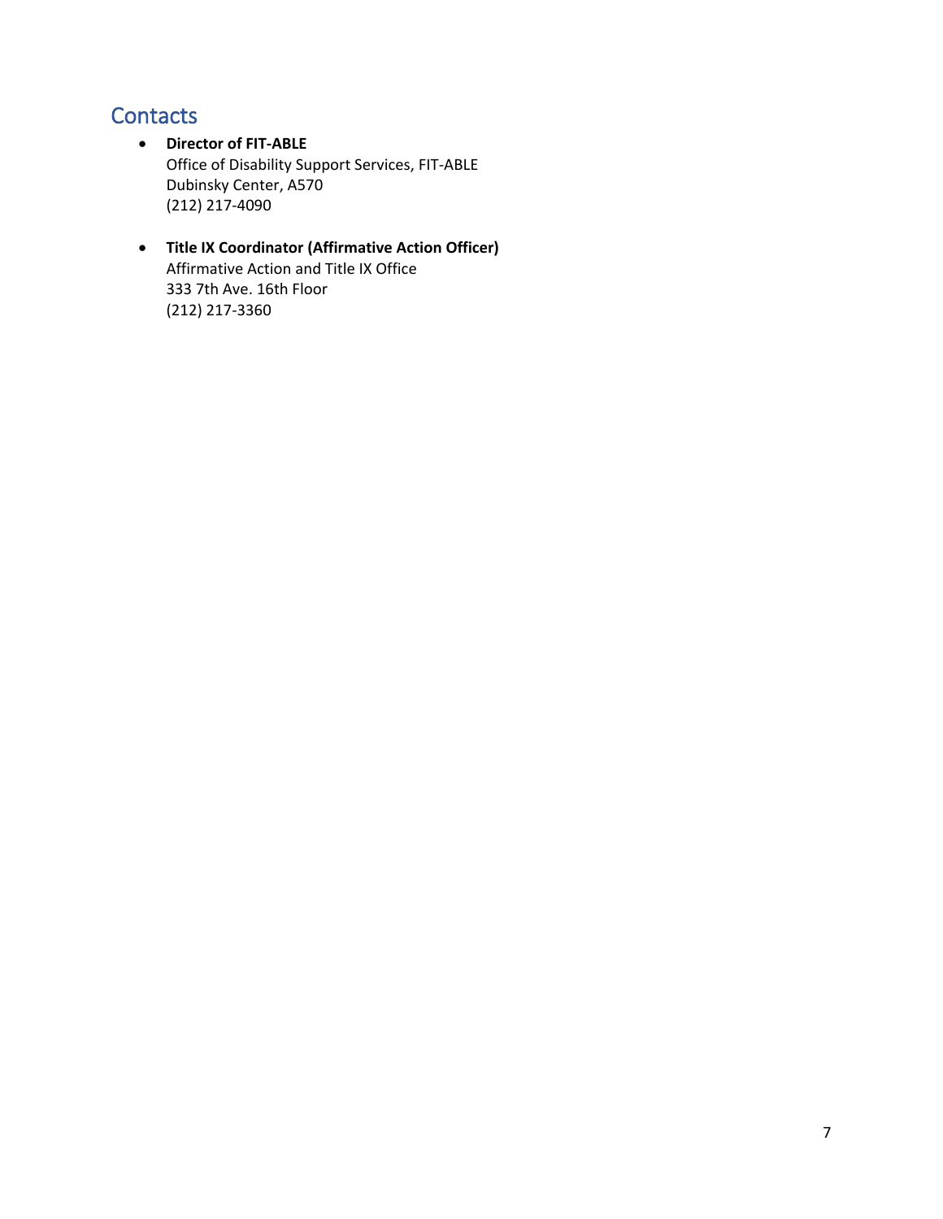## Contacts

- **Director of FIT-ABLE**
  Office of Disability Support Services, FIT-ABLE
  Dubinsky Center, A570
  (212) 217-4090

- **Title IX Coordinator (Affirmative Action Officer)**
  Affirmative Action and Title IX Office
  333 7th Ave. 16th Floor
  (212) 217-3360